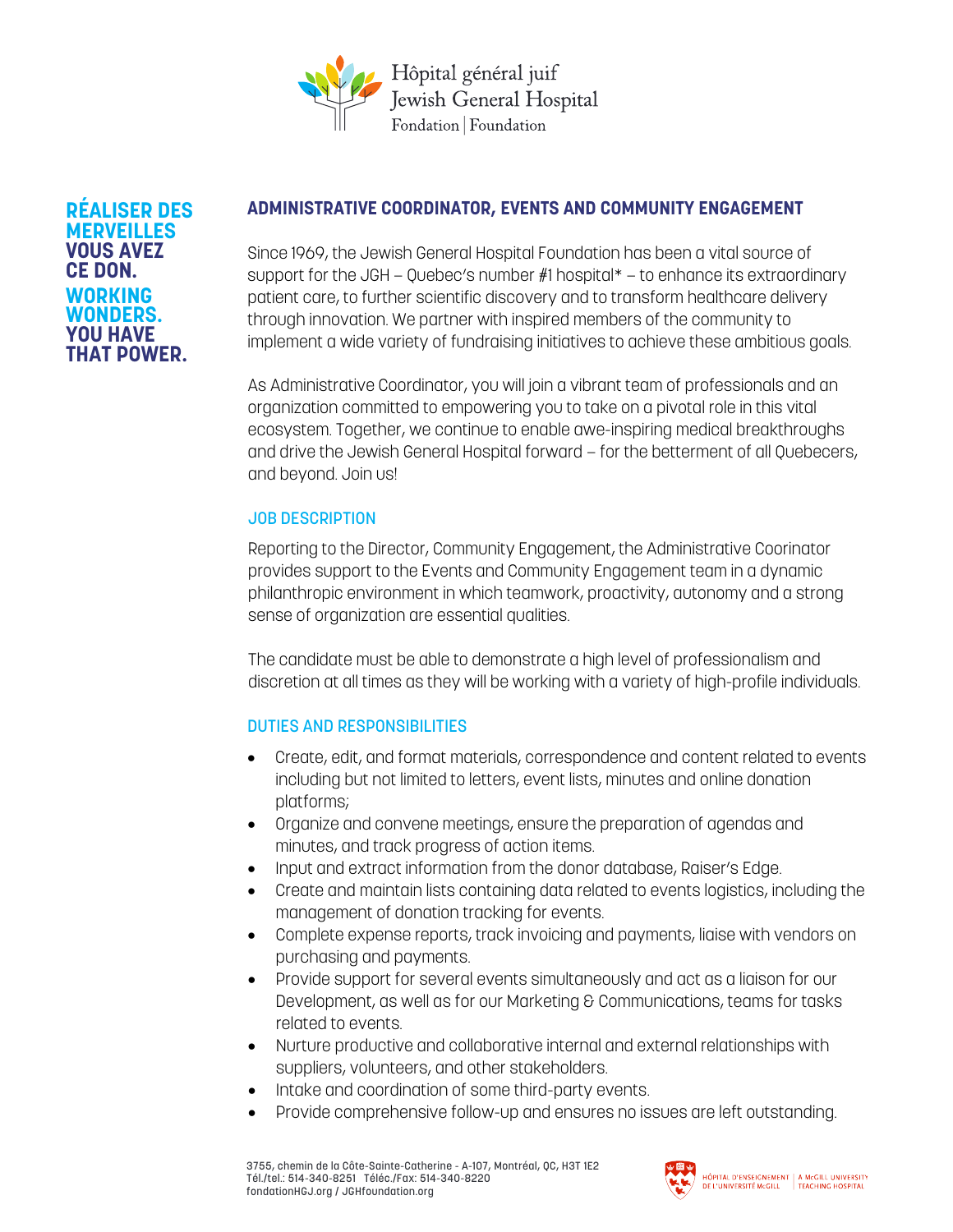Hôpital général juif
Jewish General Hospital
Fondation | Foundation

**RÉALISER DES MERVEILLES VOUS AVEZ CE DON.**
**WORKING WONDERS. YOU HAVE THAT POWER.**

## ADMINISTRATIVE COORDINATOR, EVENTS AND COMMUNITY ENGAGEMENT

Since 1969, the Jewish General Hospital Foundation has been a vital source of support for the JGH – Quebec's number #1 hospital* – to enhance its extraordinary patient care, to further scientific discovery and to transform healthcare delivery through innovation. We partner with inspired members of the community to implement a wide variety of fundraising initiatives to achieve these ambitious goals.

As Administrative Coordinator, you will join a vibrant team of professionals and an organization committed to empowering you to take on a pivotal role in this vital ecosystem. Together, we continue to enable awe-inspiring medical breakthroughs and drive the Jewish General Hospital forward – for the betterment of all Quebecers, and beyond. Join us!

### JOB DESCRIPTION

Reporting to the Director, Community Engagement, the Administrative Coorinator provides support to the Events and Community Engagement team in a dynamic philanthropic environment in which teamwork, proactivity, autonomy and a strong sense of organization are essential qualities.

The candidate must be able to demonstrate a high level of professionalism and discretion at all times as they will be working with a variety of high-profile individuals.

### DUTIES AND RESPONSIBILITIES

- Create, edit, and format materials, correspondence and content related to events including but not limited to letters, event lists, minutes and online donation platforms;
- Organize and convene meetings, ensure the preparation of agendas and minutes, and track progress of action items.
- Input and extract information from the donor database, Raiser's Edge.
- Create and maintain lists containing data related to events logistics, including the management of donation tracking for events.
- Complete expense reports, track invoicing and payments, liaise with vendors on purchasing and payments.
- Provide support for several events simultaneously and act as a liaison for our Development, as well as for our Marketing & Communications, teams for tasks related to events.
- Nurture productive and collaborative internal and external relationships with suppliers, volunteers, and other stakeholders.
- Intake and coordination of some third-party events.
- Provide comprehensive follow-up and ensures no issues are left outstanding.

3755, chemin de la Côte-Sainte-Catherine - A-107, Montréal, QC, H3T 1E2
Tél./tel.: 514-340-8251 Téléc./Fax: 514-340-8220
fondationHGJ.org / JGHfoundation.org

HÔPITAL D'ENSEIGNEMENT DE L'UNIVERSITÉ McGILL | A McGILL UNIVERSITY TEACHING HOSPITAL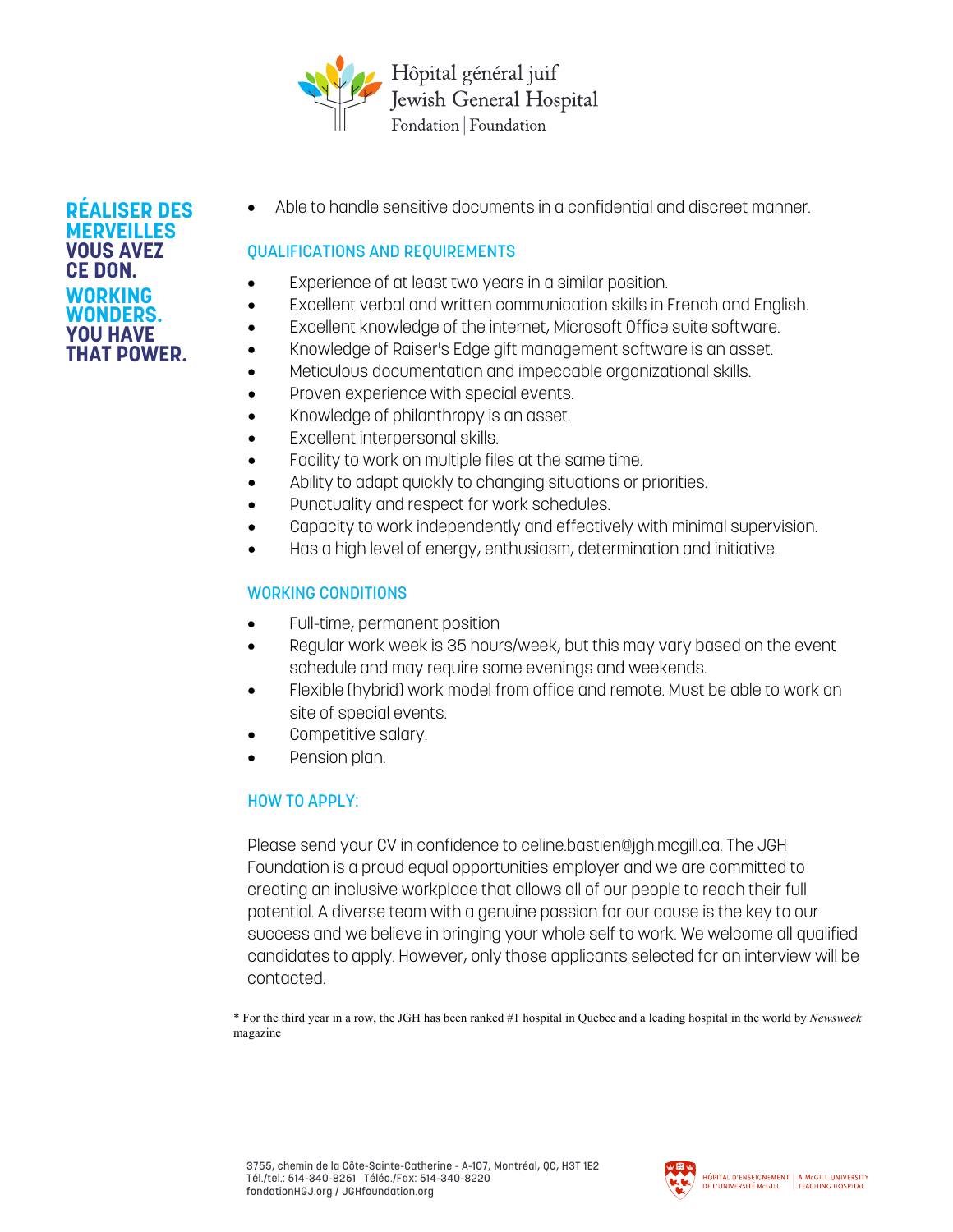**RÉALISER DES MERVEILLES VOUS AVEZ CE DON.**

**WORKING WONDERS. YOU HAVE THAT POWER.**

- Able to handle sensitive documents in a confidential and discreet manner.

## QUALIFICATIONS AND REQUIREMENTS

- Experience of at least two years in a similar position.
- Excellent verbal and written communication skills in French and English.
- Excellent knowledge of the internet, Microsoft Office suite software.
- Knowledge of Raiser's Edge gift management software is an asset.
- Meticulous documentation and impeccable organizational skills.
- Proven experience with special events.
- Knowledge of philanthropy is an asset.
- Excellent interpersonal skills.
- Facility to work on multiple files at the same time.
- Ability to adapt quickly to changing situations or priorities.
- Punctuality and respect for work schedules.
- Capacity to work independently and effectively with minimal supervision.
- Has a high level of energy, enthusiasm, determination and initiative.

## WORKING CONDITIONS

- Full-time, permanent position
- Regular work week is 35 hours/week, but this may vary based on the event schedule and may require some evenings and weekends.
- Flexible (hybrid) work model from office and remote. Must be able to work on site of special events.
- Competitive salary.
- Pension plan.

## HOW TO APPLY:

Please send your CV in confidence to celine.bastien@jgh.mcgill.ca. The JGH Foundation is a proud equal opportunities employer and we are committed to creating an inclusive workplace that allows all of our people to reach their full potential. A diverse team with a genuine passion for our cause is the key to our success and we believe in bringing your whole self to work. We welcome all qualified candidates to apply. However, only those applicants selected for an interview will be contacted.

* For the third year in a row, the JGH has been ranked #1 hospital in Quebec and a leading hospital in the world by *Newsweek* magazine